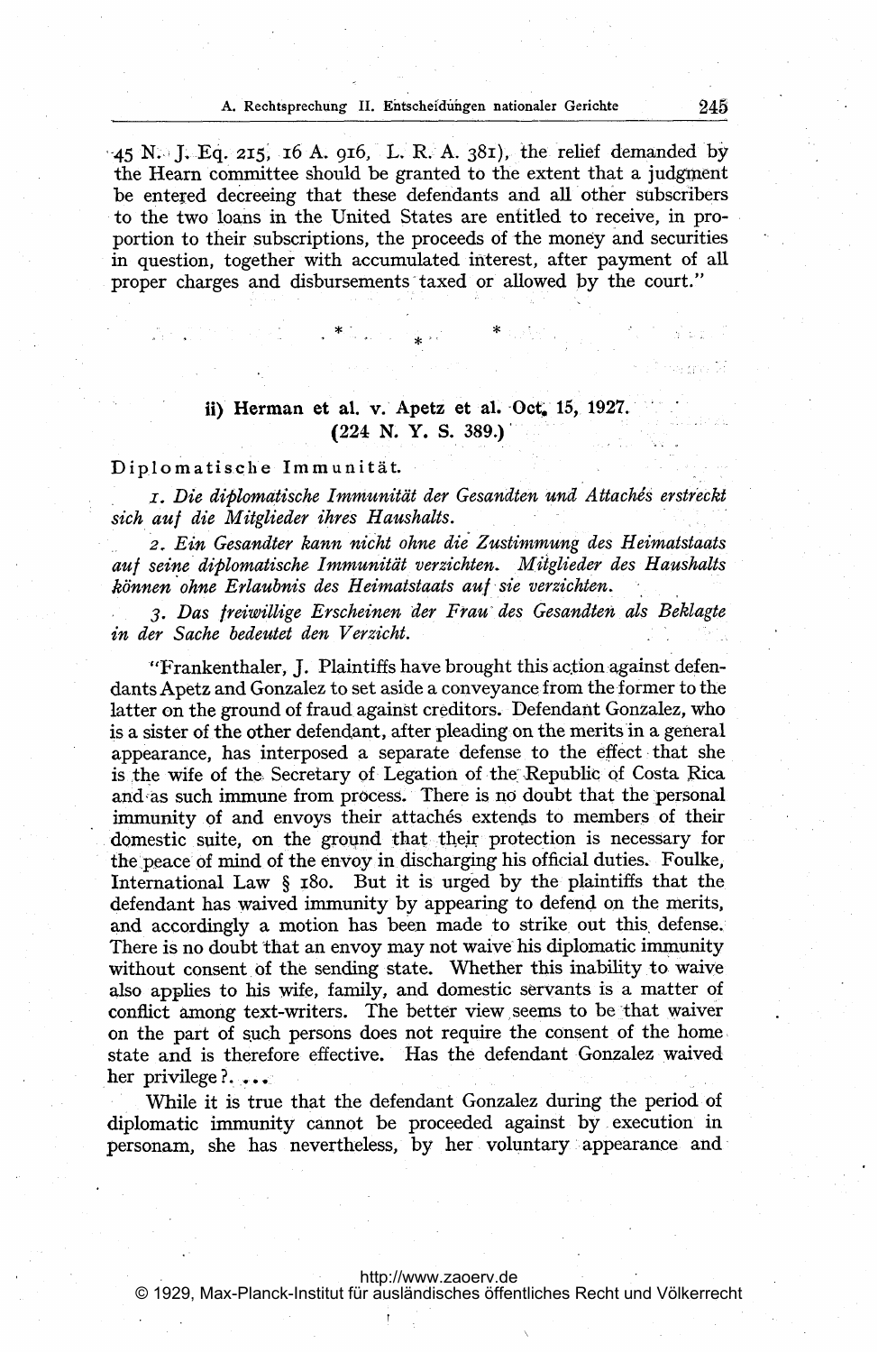45 N. J. Eq. 215, 16 A. 916, L. R. A. 381), the relief demanded by the Hearn committee should be granted to the extent that a judgment be entered decreeing that these defendants and all other subscribers to the two loans in the United States are entitled to receive, in proportion to their subscriptions, the proceeds of the money and securities in question, together with accumulated interest, after payment of all proper charges and disbursements taxed or allowed by the court."

\* \* \*

### ii) Herman et al. v. Apetz et al. Oct. 15, 1927. (224 N. Y. S. 389.)

Diplomatische Immunität.

*1. Die diplomatische Immunität der Gesandten und Attachés erstreckt sich auf die Mitglieder ihres Haushalts.*

*2. Ein Gesandter kann nicht ohne die Zustimmung des Heimatstaats auf seine diplomatische Immunität verzichten. Mitglieder des Haushalts können ohne Erlaubnis des Heimatstaats auf sie verzichten.*

*3. Das freiwillige Erscheinen der Frau des Gesandten als Beklagte in der Sache bedeutet den Verzicht.*

"Frankenthaler, J. Plaintiffs have brought this action against defendants Apetz and Gonzalez to set aside a conveyance from the former to the latter on the ground of fraud against creditors. Defendant Gonzalez, who is a sister of the other defendant, after pleading on the merits in a general appearance, has interposed a separate defense to the effect that she is the wife of the Secretary of Legation of the Republic of Costa Rica and as such immune from process. There is no doubt that the personal immunity of and envoys their attachés extends to members of their domestic suite, on the ground that their protection is necessary for the peace of mind of the envoy in discharging his official duties. Foulke, International Law § 180. But it is urged by the plaintiffs that the defendant has waived immunity by appearing to defend on the merits, and accordingly a motion has been made to strike out this defense. There is no doubt that an envoy may not waive his diplomatic immunity without consent of the sending state. Whether this inability to waive also applies to his wife, family, and domestic servants is a matter of conflict among text-writers. The better view seems to be that waiver on the part of such persons does not require the consent of the home state and is therefore effective. Has the defendant Gonzalez waived her privilege? ...

While it is true that the defendant Gonzalez during the period of diplomatic immunity cannot be proceeded against by execution in personam, she has nevertheless, by her voluntary appearance and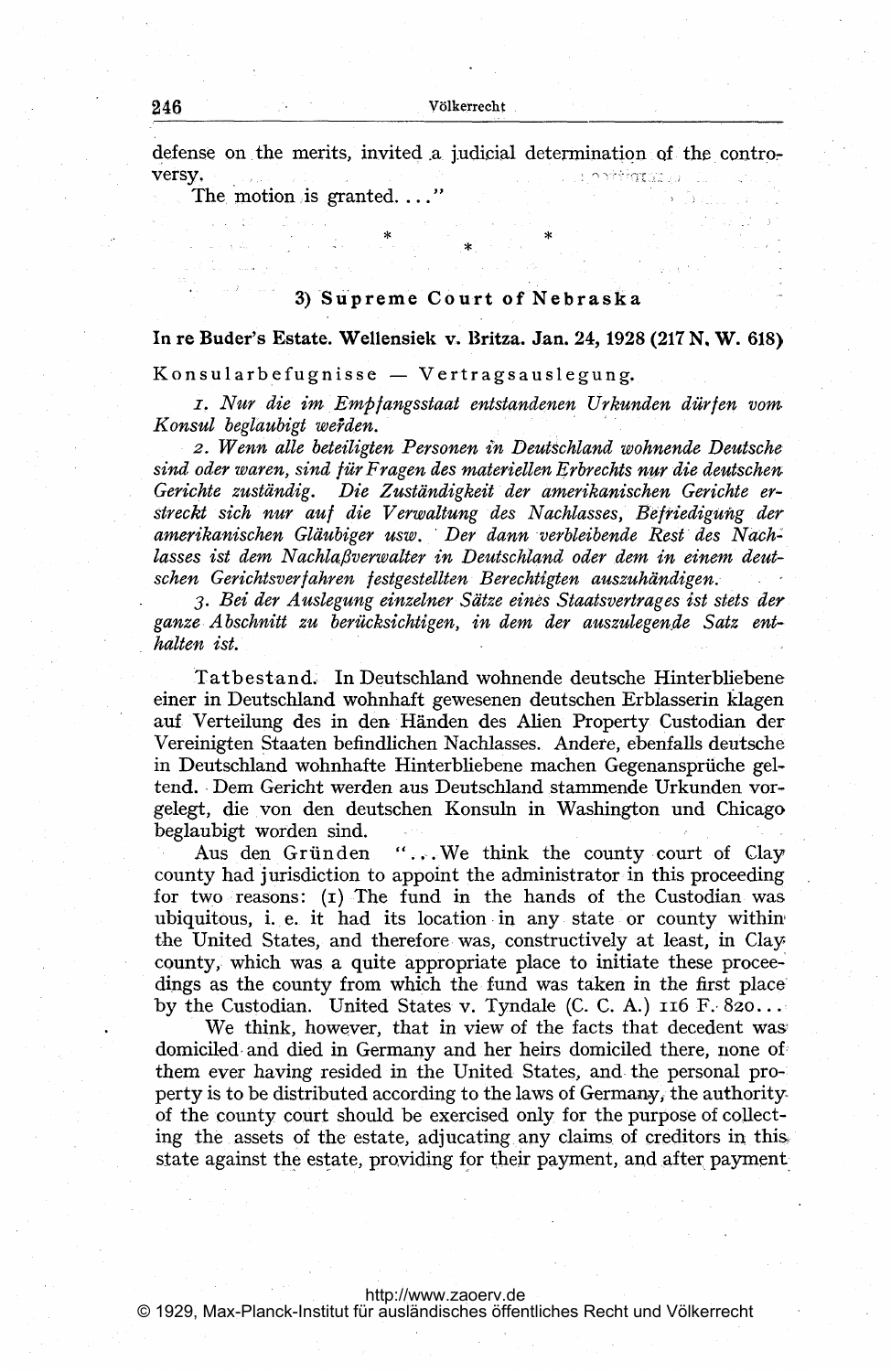defense on the merits, invited a judicial determination of the controversy.

The motion is granted. . . ."

\* \* \*

### 3) Supreme Court of Nebraska

**In re Buder's Estate. Wellensiek v. Britza. Jan. 24, 1928 (217 N. W. 618)**

Konsularbefugnisse — Vertragsauslegung.

*1. Nur die im Empfangsstaat entstandenen Urkunden dürfen vom Konsul beglaubigt werden.*

*2. Wenn alle beteiligten Personen in Deutschland wohnende Deutsche sind oder waren, sind für Fragen des materiellen Erbrechts nur die deutschen Gerichte zuständig. Die Zuständigkeit der amerikanischen Gerichte erstreckt sich nur auf die Verwaltung des Nachlasses, Befriedigung der amerikanischen Gläubiger usw. Der dann verbleibende Rest des Nachlasses ist dem Nachlaßverwalter in Deutschland oder dem in einem deutschen Gerichtsverfahren festgestellten Berechtigten auszuhändigen.*

*3. Bei der Auslegung einzelner Sätze eines Staatsvertrages ist stets der ganze Abschnitt zu berücksichtigen, in dem der auszulegende Satz enthalten ist.*

Tatbestand. In Deutschland wohnende deutsche Hinterbliebene einer in Deutschland wohnhaft gewesenen deutschen Erblasserin klagen auf Verteilung des in den Händen des Alien Property Custodian der Vereinigten Staaten befindlichen Nachlasses. Andere, ebenfalls deutsche in Deutschland wohnhafte Hinterbliebene machen Gegenansprüche geltend. Dem Gericht werden aus Deutschland stammende Urkunden vorgelegt, die von den deutschen Konsuln in Washington und Chicago beglaubigt worden sind.

Aus den Gründen ". . . We think the county court of Clay county had jurisdiction to appoint the administrator in this proceeding for two reasons: (1) The fund in the hands of the Custodian was ubiquitous, i. e. it had its location in any state or county within the United States, and therefore was, constructively at least, in Clay county, which was a quite appropriate place to initiate these proceedings as the county from which the fund was taken in the first place by the Custodian. United States v. Tyndale (C. C. A.) 116 F. 820. . .

We think, however, that in view of the facts that decedent was domiciled and died in Germany and her heirs domiciled there, none of them ever having resided in the United States, and the personal property is to be distributed according to the laws of Germany, the authority of the county court should be exercised only for the purpose of collecting the assets of the estate, adjucating any claims of creditors in this state against the estate, providing for their payment, and after payment